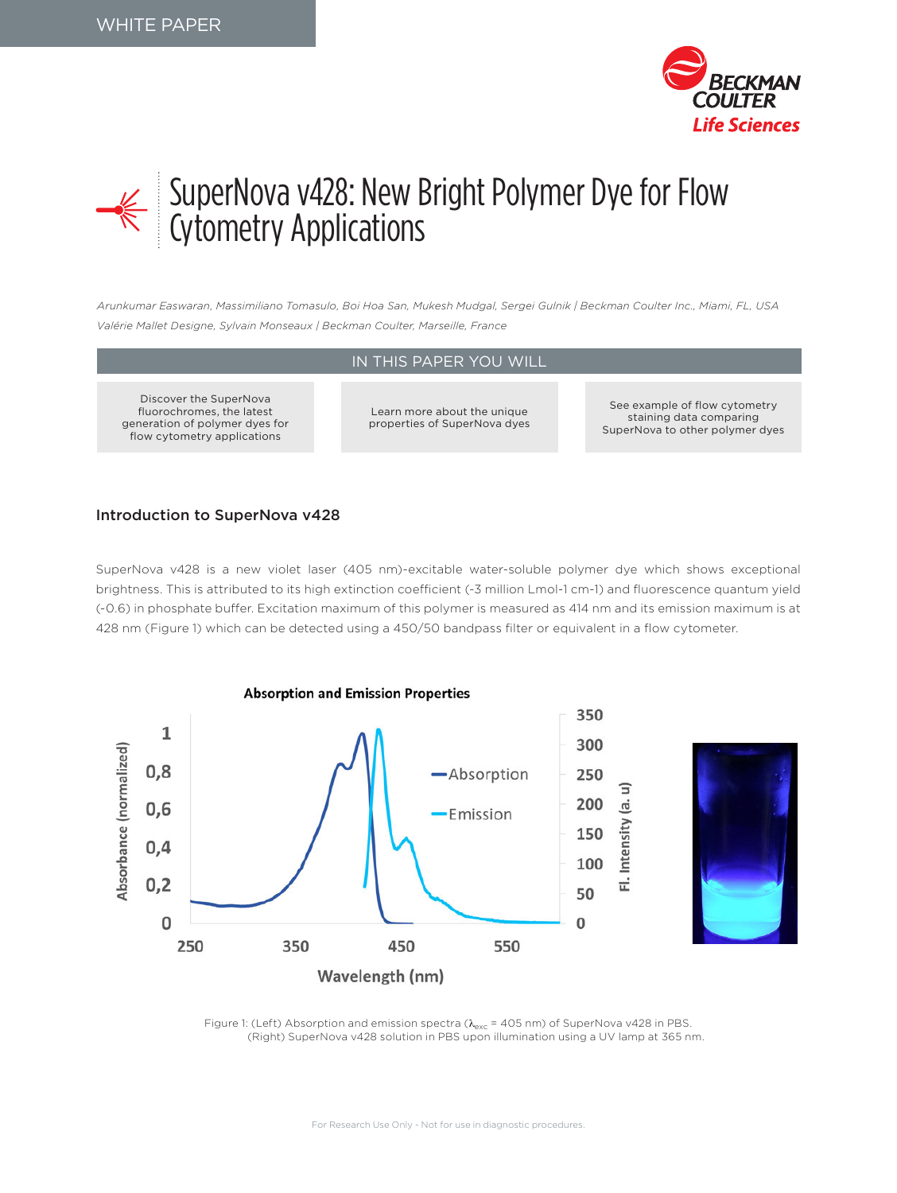WHITE PAPER

# SuperNova v428: New Bright Polymer Dye for Flow Cytometry Applications

*Arunkumar Easwaran, Massimiliano Tomasulo, Boi Hoa San, Mukesh Mudgal, Sergei Gulnik | Beckman Coulter Inc., Miami, FL, USA*
*Valérie Mallet Designe, Sylvain Monseaux | Beckman Coulter, Marseille, France*

## IN THIS PAPER YOU WILL

- Discover the SuperNova fluorochromes, the latest generation of polymer dyes for flow cytometry applications
- Learn more about the unique properties of SuperNova dyes
- See example of flow cytometry staining data comparing SuperNova to other polymer dyes

## Introduction to SuperNova v428

SuperNova v428 is a new violet laser (405 nm)-excitable water-soluble polymer dye which shows exceptional brightness. This is attributed to its high extinction coefficient (-3 million Lmol-1 cm-1) and fluorescence quantum yield (-0.6) in phosphate buffer. Excitation maximum of this polymer is measured as 414 nm and its emission maximum is at 428 nm (Figure 1) which can be detected using a 450/50 bandpass filter or equivalent in a flow cytometer.

Figure 1: (Left) Absorption and emission spectra ($\lambda_{exc}$ = 405 nm) of SuperNova v428 in PBS. (Right) SuperNova v428 solution in PBS upon illumination using a UV lamp at 365 nm.

For Research Use Only - Not for use in diagnostic procedures.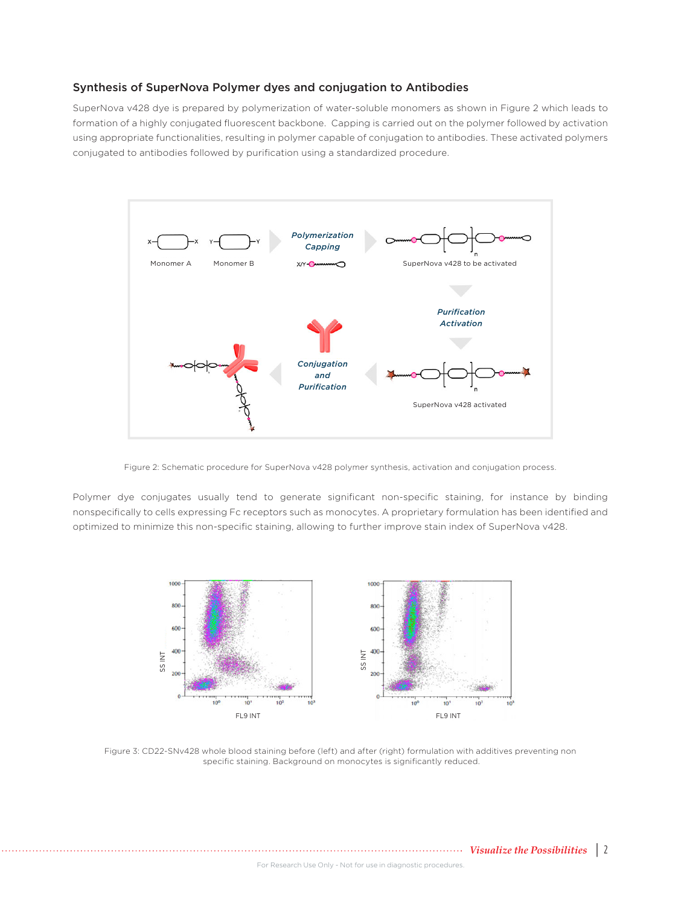## Synthesis of SuperNova Polymer dyes and conjugation to Antibodies

SuperNova v428 dye is prepared by polymerization of water-soluble monomers as shown in Figure 2 which leads to formation of a highly conjugated fluorescent backbone. Capping is carried out on the polymer followed by activation using appropriate functionalities, resulting in polymer capable of conjugation to antibodies. These activated polymers conjugated to antibodies followed by purification using a standardized procedure.

Figure 2: Schematic procedure for SuperNova v428 polymer synthesis, activation and conjugation process.

Polymer dye conjugates usually tend to generate significant non-specific staining, for instance by binding nonspecifically to cells expressing Fc receptors such as monocytes. A proprietary formulation has been identified and optimized to minimize this non-specific staining, allowing to further improve stain index of SuperNova v428.

Figure 3: CD22-SNv428 whole blood staining before (left) and after (right) formulation with additives preventing non specific staining. Background on monocytes is significantly reduced.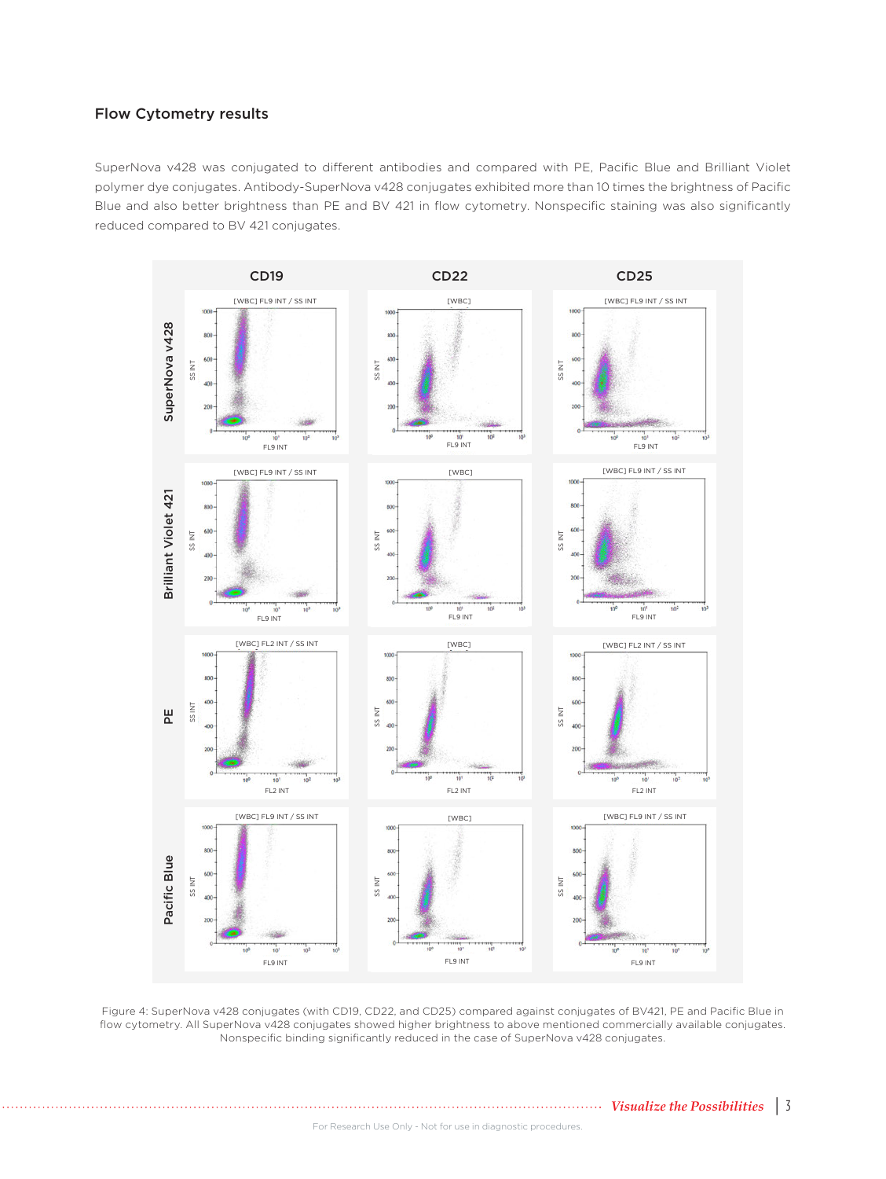## Flow Cytometry results

SuperNova v428 was conjugated to different antibodies and compared with PE, Pacific Blue and Brilliant Violet polymer dye conjugates. Antibody-SuperNova v428 conjugates exhibited more than 10 times the brightness of Pacific Blue and also better brightness than PE and BV 421 in flow cytometry. Nonspecific staining was also significantly reduced compared to BV 421 conjugates.

Figure 4: SuperNova v428 conjugates (with CD19, CD22, and CD25) compared against conjugates of BV421, PE and Pacific Blue in flow cytometry. All SuperNova v428 conjugates showed higher brightness to above mentioned commercially available conjugates. Nonspecific binding significantly reduced in the case of SuperNova v428 conjugates.

*Visualize the Possibilities*

For Research Use Only - Not for use in diagnostic procedures.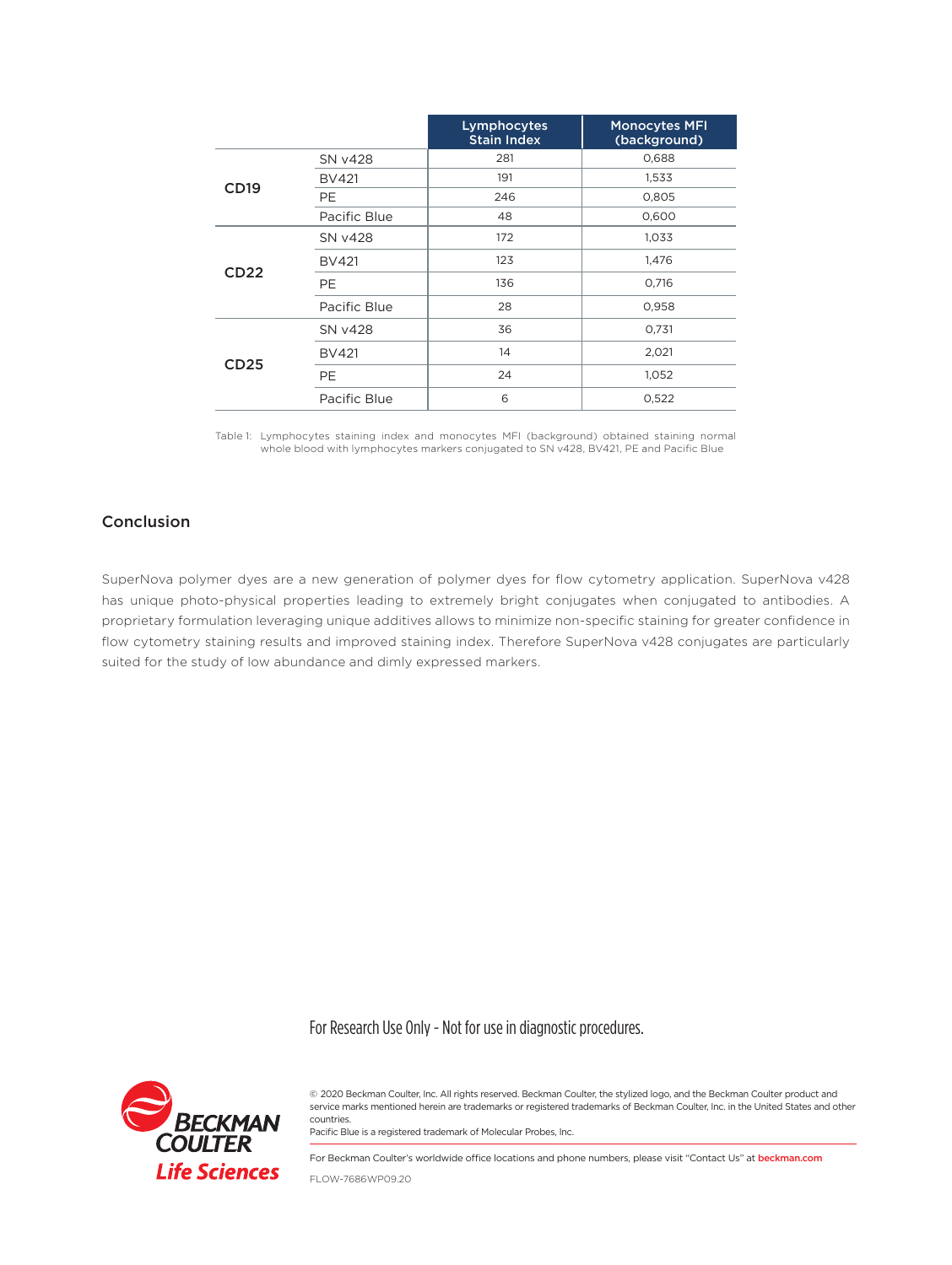| | | Lymphocytes Stain Index | Monocytes MFI (background) |
|---|---|---|---|
| CD19 | SN v428 | 281 | 0,688 |
| | BV421 | 191 | 1,533 |
| | PE | 246 | 0,805 |
| | Pacific Blue | 48 | 0,600 |
| CD22 | SN v428 | 172 | 1,033 |
| | BV421 | 123 | 1,476 |
| | PE | 136 | 0,716 |
| | Pacific Blue | 28 | 0,958 |
| CD25 | SN v428 | 36 | 0,731 |
| | BV421 | 14 | 2,021 |
| | PE | 24 | 1,052 |
| | Pacific Blue | 6 | 0,522 |

Table 1: Lymphocytes staining index and monocytes MFI (background) obtained staining normal whole blood with lymphocytes markers conjugated to SN v428, BV421, PE and Pacific Blue

## Conclusion

SuperNova polymer dyes are a new generation of polymer dyes for flow cytometry application. SuperNova v428 has unique photo-physical properties leading to extremely bright conjugates when conjugated to antibodies. A proprietary formulation leveraging unique additives allows to minimize non-specific staining for greater confidence in flow cytometry staining results and improved staining index. Therefore SuperNova v428 conjugates are particularly suited for the study of low abundance and dimly expressed markers.

For Research Use Only - Not for use in diagnostic procedures.

BECKMAN COULTER Life Sciences

© 2020 Beckman Coulter, Inc. All rights reserved. Beckman Coulter, the stylized logo, and the Beckman Coulter product and service marks mentioned herein are trademarks or registered trademarks of Beckman Coulter, Inc. in the United States and other countries.
Pacific Blue is a registered trademark of Molecular Probes, Inc.

For Beckman Coulter's worldwide office locations and phone numbers, please visit "Contact Us" at beckman.com

FLOW-7686WP09.20